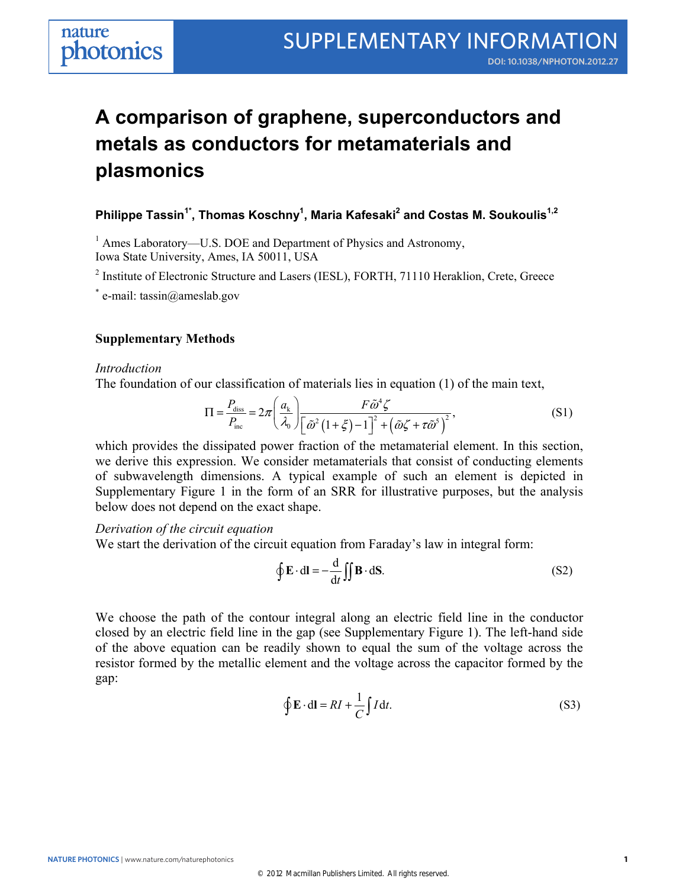# A comparison of graphene, superconductors and metals as conductors for metamaterials and plasmonics

**Philippe Tassin[1*], Thomas Koschny[1], Maria Kafesaki[2] and Costas M. Soukoulis[1,2]**

[1] Ames Laboratory—U.S. DOE and Department of Physics and Astronomy, Iowa State University, Ames, IA 50011, USA

[2] Institute of Electronic Structure and Lasers (IESL), FORTH, 71110 Heraklion, Crete, Greece

[*] e-mail: tassin@ameslab.gov

## Supplementary Methods

*Introduction*

The foundation of our classification of materials lies in equation (1) of the main text,

$$\Pi = \frac{P_{\text{diss}}}{P_{\text{inc}}} = 2\pi\left(\frac{a_{\text{k}}}{\lambda_0}\right)\frac{F\tilde{\omega}^4\zeta}{\left[\tilde{\omega}^2(1+\xi)-1\right]^2+\left(\tilde{\omega}\zeta+\tau\tilde{\omega}^5\right)^2}, \tag{S1}$$

which provides the dissipated power fraction of the metamaterial element. In this section, we derive this expression. We consider metamaterials that consist of conducting elements of subwavelength dimensions. A typical example of such an element is depicted in Supplementary Figure 1 in the form of an SRR for illustrative purposes, but the analysis below does not depend on the exact shape.

*Derivation of the circuit equation*

We start the derivation of the circuit equation from Faraday's law in integral form:

$$\oint \mathbf{E}\cdot \mathrm{d}\mathbf{l} = -\frac{\mathrm{d}}{\mathrm{d}t}\iint \mathbf{B}\cdot \mathrm{d}\mathbf{S}. \tag{S2}$$

We choose the path of the contour integral along an electric field line in the conductor closed by an electric field line in the gap (see Supplementary Figure 1). The left-hand side of the above equation can be readily shown to equal the sum of the voltage across the resistor formed by the metallic element and the voltage across the capacitor formed by the gap:

$$\oint \mathbf{E}\cdot \mathrm{d}\mathbf{l} = RI + \frac{1}{C}\int I\,\mathrm{d}t. \tag{S3}$$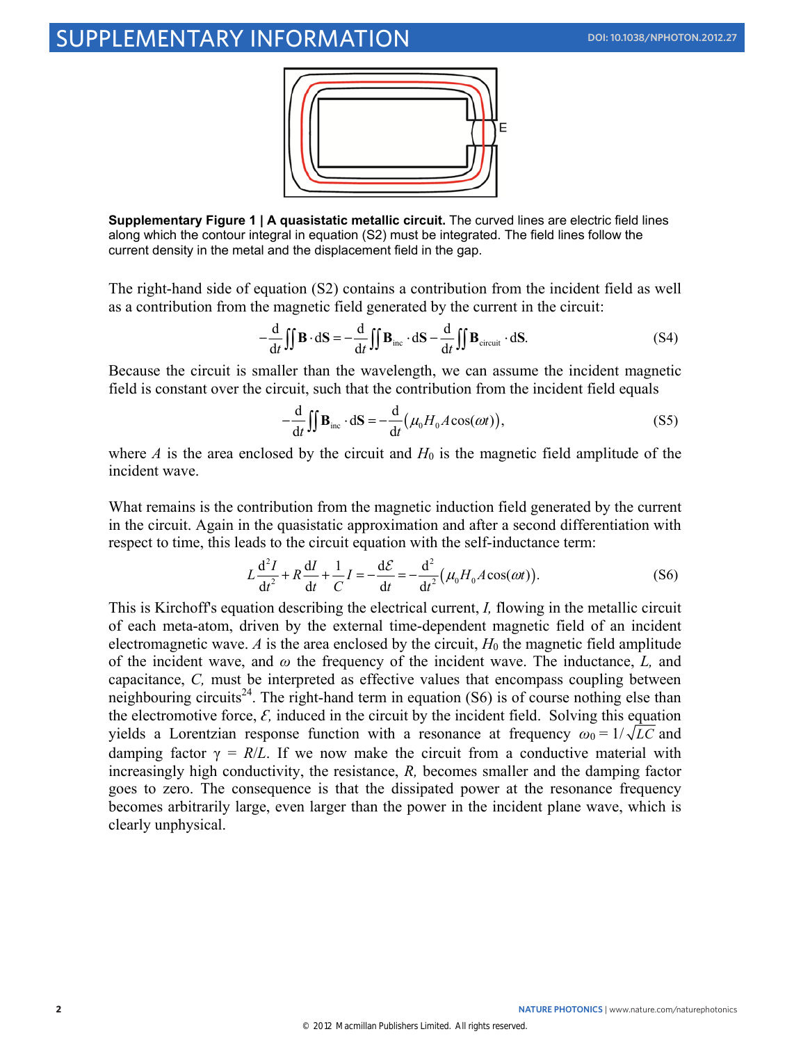**Supplementary Figure 1 | A quasistatic metallic circuit.** The curved lines are electric field lines along which the contour integral in equation (S2) must be integrated. The field lines follow the current density in the metal and the displacement field in the gap.

The right-hand side of equation (S2) contains a contribution from the incident field as well as a contribution from the magnetic field generated by the current in the circuit:

$$-\frac{\mathrm{d}}{\mathrm{d}t}\iint \mathbf{B}\cdot \mathrm{d}\mathbf{S} = -\frac{\mathrm{d}}{\mathrm{d}t}\iint \mathbf{B}_{\mathrm{inc}}\cdot \mathrm{d}\mathbf{S} - \frac{\mathrm{d}}{\mathrm{d}t}\iint \mathbf{B}_{\mathrm{circuit}}\cdot \mathrm{d}\mathbf{S}. \tag{S4}$$

Because the circuit is smaller than the wavelength, we can assume the incident magnetic field is constant over the circuit, such that the contribution from the incident field equals

$$-\frac{\mathrm{d}}{\mathrm{d}t}\iint \mathbf{B}_{\mathrm{inc}}\cdot \mathrm{d}\mathbf{S} = -\frac{\mathrm{d}}{\mathrm{d}t}\left(\mu_0 H_0 A\cos(\omega t)\right), \tag{S5}$$

where $A$ is the area enclosed by the circuit and $H_0$ is the magnetic field amplitude of the incident wave.

What remains is the contribution from the magnetic induction field generated by the current in the circuit. Again in the quasistatic approximation and after a second differentiation with respect to time, this leads to the circuit equation with the self-inductance term:

$$L\frac{\mathrm{d}^2 I}{\mathrm{d}t^2} + R\frac{\mathrm{d}I}{\mathrm{d}t} + \frac{1}{C}I = -\frac{\mathrm{d}\mathcal{E}}{\mathrm{d}t} = -\frac{\mathrm{d}^2}{\mathrm{d}t^2}\left(\mu_0 H_0 A\cos(\omega t)\right). \tag{S6}$$

This is Kirchoff's equation describing the electrical current, $I$, flowing in the metallic circuit of each meta-atom, driven by the external time-dependent magnetic field of an incident electromagnetic wave. $A$ is the area enclosed by the circuit, $H_0$ the magnetic field amplitude of the incident wave, and $\omega$ the frequency of the incident wave. The inductance, $L$, and capacitance, $C$, must be interpreted as effective values that encompass coupling between neighbouring circuits[24]. The right-hand term in equation (S6) is of course nothing else than the electromotive force, $\mathcal{E}$, induced in the circuit by the incident field. Solving this equation yields a Lorentzian response function with a resonance at frequency $\omega_0 = 1/\sqrt{LC}$ and damping factor $\gamma = R/L$. If we now make the circuit from a conductive material with increasingly high conductivity, the resistance, $R$, becomes smaller and the damping factor goes to zero. The consequence is that the dissipated power at the resonance frequency becomes arbitrarily large, even larger than the power in the incident plane wave, which is clearly unphysical.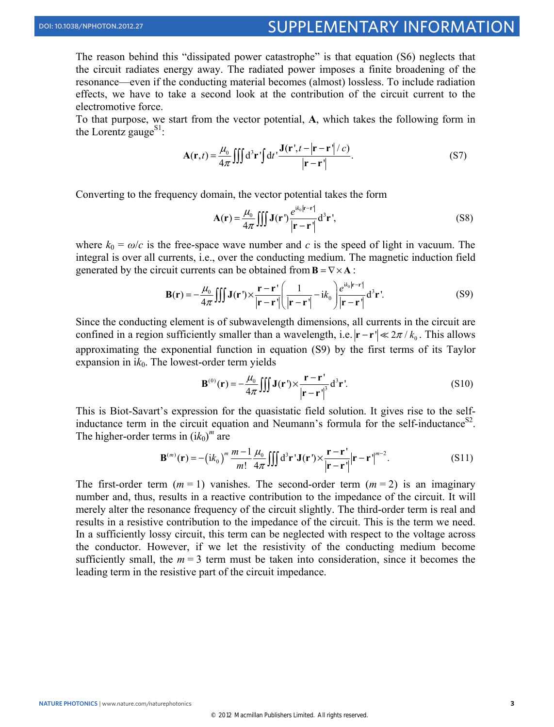The reason behind this "dissipated power catastrophe" is that equation (S6) neglects that the circuit radiates energy away. The radiated power imposes a finite broadening of the resonance—even if the conducting material becomes (almost) lossless. To include radiation effects, we have to take a second look at the contribution of the circuit current to the electromotive force.

To that purpose, we start from the vector potential, **A**, which takes the following form in the Lorentz gauge[S1]:

$$\mathbf{A}(\mathbf{r},t) = \frac{\mu_0}{4\pi}\iiint \mathrm{d}^3\mathbf{r}'\int \mathrm{d}t' \frac{\mathbf{J}(\mathbf{r}', t - |\mathbf{r}-\mathbf{r}'|/c)}{|\mathbf{r}-\mathbf{r}'|}. \tag{S7}$$

Converting to the frequency domain, the vector potential takes the form

$$\mathbf{A}(\mathbf{r}) = \frac{\mu_0}{4\pi}\iiint \mathbf{J}(\mathbf{r}')\frac{e^{ik_0|\mathbf{r}-\mathbf{r}'|}}{|\mathbf{r}-\mathbf{r}'|}\mathrm{d}^3\mathbf{r}', \tag{S8}$$

where $k_0 = \omega/c$ is the free-space wave number and $c$ is the speed of light in vacuum. The integral is over all currents, i.e., over the conducting medium. The magnetic induction field generated by the circuit currents can be obtained from $\mathbf{B} = \nabla \times \mathbf{A}$:

$$\mathbf{B}(\mathbf{r}) = -\frac{\mu_0}{4\pi}\iiint \mathbf{J}(\mathbf{r}') \times \frac{\mathbf{r}-\mathbf{r}'}{|\mathbf{r}-\mathbf{r}'|}\left(\frac{1}{|\mathbf{r}-\mathbf{r}'|} - \mathrm{i}k_0\right)\frac{e^{ik_0|\mathbf{r}-\mathbf{r}'|}}{|\mathbf{r}-\mathbf{r}'|}\mathrm{d}^3\mathbf{r}'. \tag{S9}$$

Since the conducting element is of subwavelength dimensions, all currents in the circuit are confined in a region sufficiently smaller than a wavelength, i.e. $|\mathbf{r}-\mathbf{r}'| \ll 2\pi/k_0$. This allows approximating the exponential function in equation (S9) by the first terms of its Taylor expansion in i$k_0$. The lowest-order term yields

$$\mathbf{B}^{(0)}(\mathbf{r}) = -\frac{\mu_0}{4\pi}\iiint \mathbf{J}(\mathbf{r}') \times \frac{\mathbf{r}-\mathbf{r}'}{|\mathbf{r}-\mathbf{r}'|^3}\mathrm{d}^3\mathbf{r}'. \tag{S10}$$

This is Biot-Savart's expression for the quasistatic field solution. It gives rise to the self-inductance term in the circuit equation and Neumann's formula for the self-inductance[S2]. The higher-order terms in $(\mathrm{i}k_0)^m$ are

$$\mathbf{B}^{(m)}(\mathbf{r}) = -(\mathrm{i}k_0)^m \frac{m-1}{m!}\frac{\mu_0}{4\pi}\iiint \mathrm{d}^3\mathbf{r}'\mathbf{J}(\mathbf{r}') \times \frac{\mathbf{r}-\mathbf{r}'}{|\mathbf{r}-\mathbf{r}'|}|\mathbf{r}-\mathbf{r}'|^{m-2}. \tag{S11}$$

The first-order term ($m = 1$) vanishes. The second-order term ($m = 2$) is an imaginary number and, thus, results in a reactive contribution to the impedance of the circuit. It will merely alter the resonance frequency of the circuit slightly. The third-order term is real and results in a resistive contribution to the impedance of the circuit. This is the term we need. In a sufficiently lossy circuit, this term can be neglected with respect to the voltage across the conductor. However, if we let the resistivity of the conducting medium become sufficiently small, the $m = 3$ term must be taken into consideration, since it becomes the leading term in the resistive part of the circuit impedance.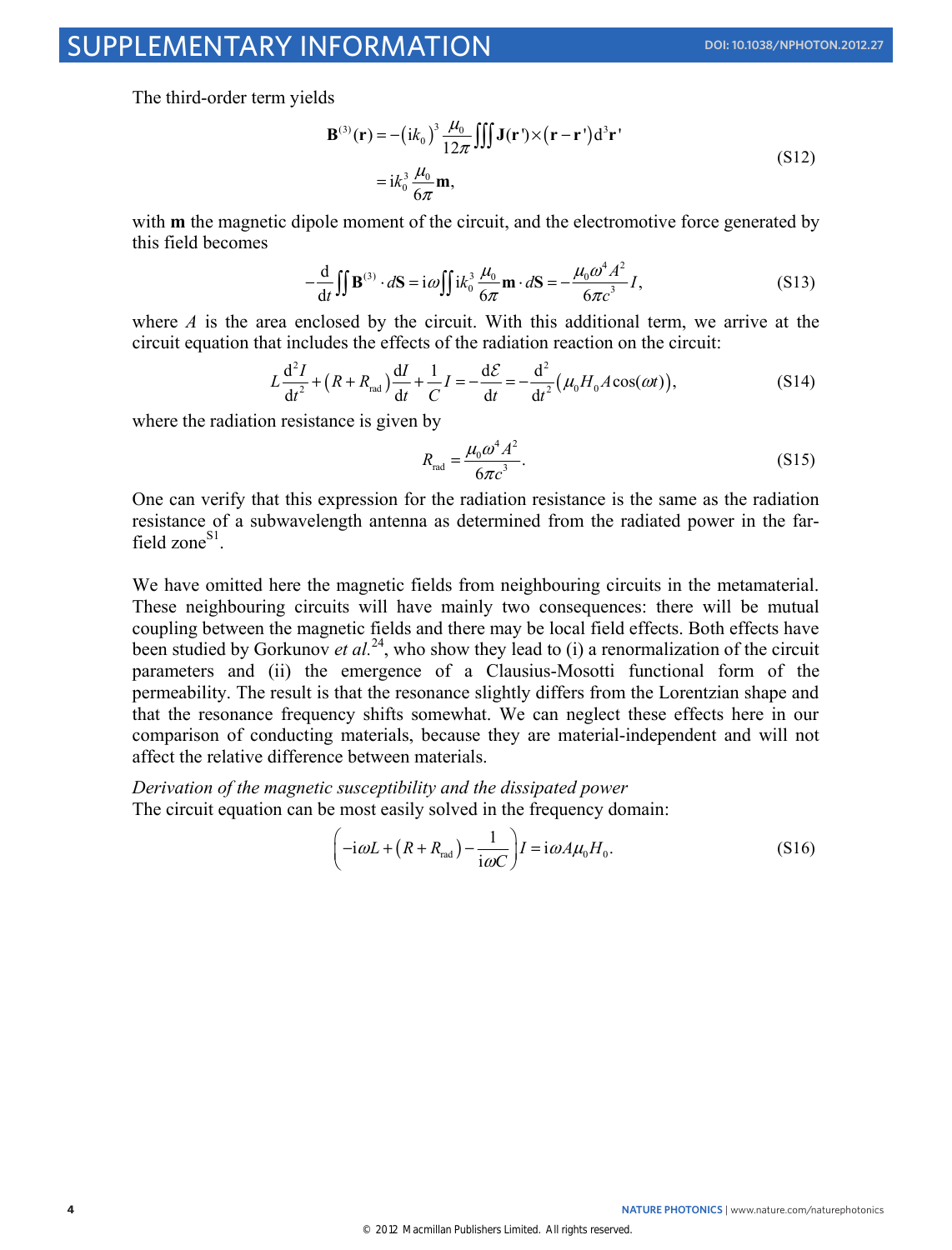The third-order term yields

$$
\begin{aligned}
\mathbf{B}^{(3)}(\mathbf{r}) &= -\left(\mathrm{i}k_0\right)^3 \frac{\mu_0}{12\pi} \iiint \mathbf{J}(\mathbf{r}') \times \left(\mathbf{r}-\mathbf{r}'\right) \mathrm{d}^3\mathbf{r}' \\
&= \mathrm{i}k_0^3 \frac{\mu_0}{6\pi} \mathbf{m},
\end{aligned}
\tag{S12}
$$

with $\mathbf{m}$ the magnetic dipole moment of the circuit, and the electromotive force generated by this field becomes

$$
-\frac{\mathrm{d}}{\mathrm{d}t} \iint \mathbf{B}^{(3)} \cdot d\mathbf{S} = \mathrm{i}\omega \iint \mathrm{i}k_0^3 \frac{\mu_0}{6\pi} \mathbf{m} \cdot d\mathbf{S} = -\frac{\mu_0 \omega^4 A^2}{6\pi c^3} I,
\tag{S13}
$$

where $A$ is the area enclosed by the circuit. With this additional term, we arrive at the circuit equation that includes the effects of the radiation reaction on the circuit:

$$
L\frac{\mathrm{d}^2 I}{\mathrm{d}t^2} + \left(R + R_{\mathrm{rad}}\right)\frac{\mathrm{d}I}{\mathrm{d}t} + \frac{1}{C} I = -\frac{\mathrm{d}\mathcal{E}}{\mathrm{d}t} = -\frac{\mathrm{d}^2}{\mathrm{d}t^2}\left(\mu_0 H_0 A \cos(\omega t)\right),
\tag{S14}
$$

where the radiation resistance is given by

$$
R_{\mathrm{rad}} = \frac{\mu_0 \omega^4 A^2}{6\pi c^3}.
\tag{S15}
$$

One can verify that this expression for the radiation resistance is the same as the radiation resistance of a subwavelength antenna as determined from the radiated power in the far-field zone[S1].

We have omitted here the magnetic fields from neighbouring circuits in the metamaterial. These neighbouring circuits will have mainly two consequences: there will be mutual coupling between the magnetic fields and there may be local field effects. Both effects have been studied by Gorkunov *et al.*[24], who show they lead to (i) a renormalization of the circuit parameters and (ii) the emergence of a Clausius-Mosotti functional form of the permeability. The result is that the resonance slightly differs from the Lorentzian shape and that the resonance frequency shifts somewhat. We can neglect these effects here in our comparison of conducting materials, because they are material-independent and will not affect the relative difference between materials.

*Derivation of the magnetic susceptibility and the dissipated power*

The circuit equation can be most easily solved in the frequency domain:

$$
\left(-\mathrm{i}\omega L + \left(R + R_{\mathrm{rad}}\right) - \frac{1}{\mathrm{i}\omega C}\right) I = \mathrm{i}\omega A \mu_0 H_0.
\tag{S16}
$$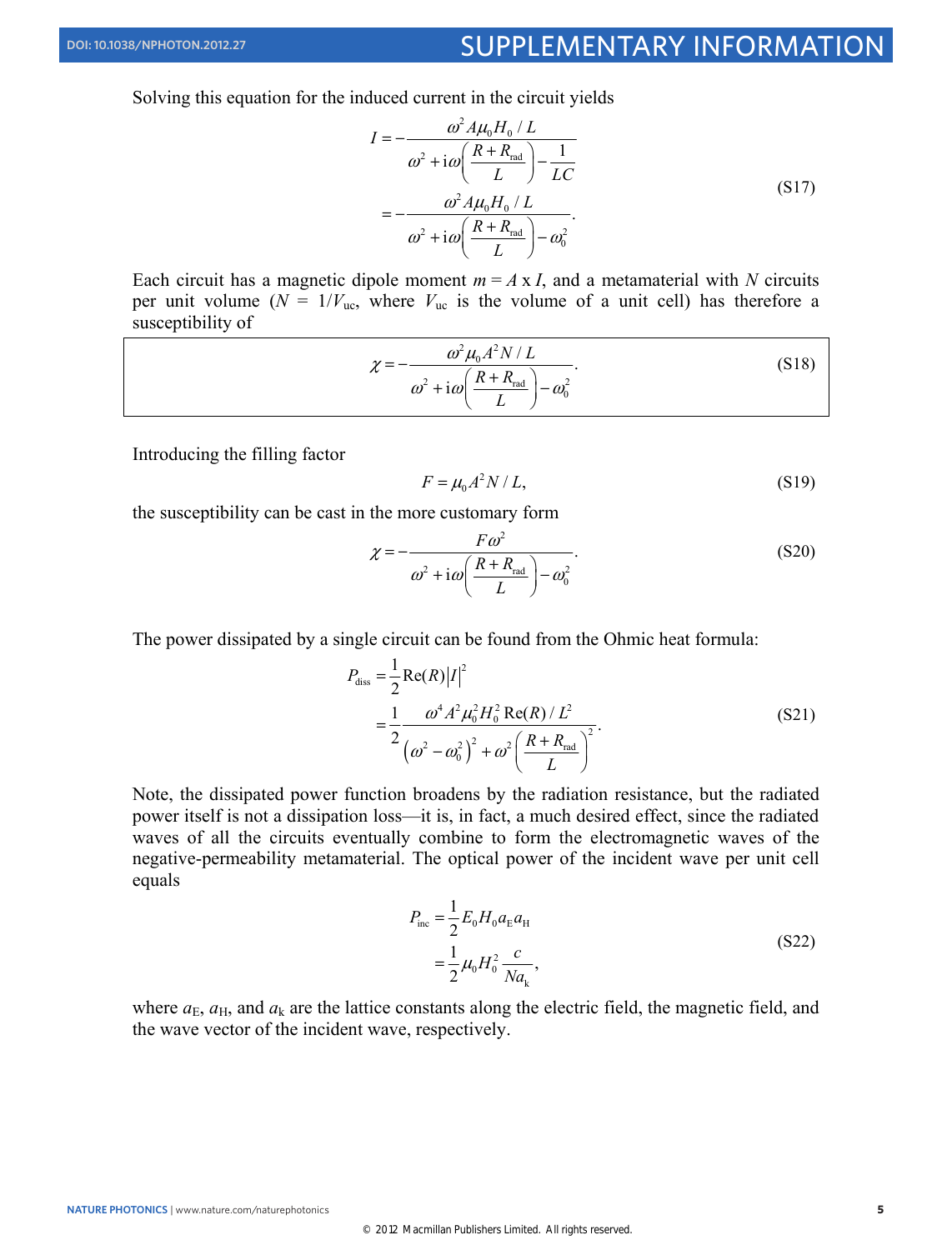Solving this equation for the induced current in the circuit yields

$$
\begin{aligned}
I &= -\frac{\omega^2 A\mu_0 H_0 / L}{\omega^2 + \mathrm{i}\omega\left(\dfrac{R+R_{\mathrm{rad}}}{L}\right) - \dfrac{1}{LC}} \\
&= -\frac{\omega^2 A\mu_0 H_0 / L}{\omega^2 + \mathrm{i}\omega\left(\dfrac{R+R_{\mathrm{rad}}}{L}\right) - \omega_0^2}.
\end{aligned}
\tag{S17}
$$

Each circuit has a magnetic dipole moment $m = A \times I$, and a metamaterial with $N$ circuits per unit volume ($N = 1/V_{\mathrm{uc}}$, where $V_{\mathrm{uc}}$ is the volume of a unit cell) has therefore a susceptibility of

$$
\chi = -\frac{\omega^2 \mu_0 A^2 N / L}{\omega^2 + \mathrm{i}\omega\left(\dfrac{R+R_{\mathrm{rad}}}{L}\right) - \omega_0^2}.
\tag{S18}
$$

Introducing the filling factor

$$
F = \mu_0 A^2 N / L,
\tag{S19}
$$

the susceptibility can be cast in the more customary form

$$
\chi = -\frac{F\omega^2}{\omega^2 + \mathrm{i}\omega\left(\dfrac{R+R_{\mathrm{rad}}}{L}\right) - \omega_0^2}.
\tag{S20}
$$

The power dissipated by a single circuit can be found from the Ohmic heat formula:

$$
\begin{aligned}
P_{\mathrm{diss}} &= \frac{1}{2}\mathrm{Re}(R)|I|^2 \\
&= \frac{1}{2}\frac{\omega^4 A^2 \mu_0^2 H_0^2\, \mathrm{Re}(R) / L^2}{\left(\omega^2 - \omega_0^2\right)^2 + \omega^2\left(\dfrac{R+R_{\mathrm{rad}}}{L}\right)^2}.
\end{aligned}
\tag{S21}
$$

Note, the dissipated power function broadens by the radiation resistance, but the radiated power itself is not a dissipation loss—it is, in fact, a much desired effect, since the radiated waves of all the circuits eventually combine to form the electromagnetic waves of the negative-permeability metamaterial. The optical power of the incident wave per unit cell equals

$$
\begin{aligned}
P_{\mathrm{inc}} &= \frac{1}{2}E_0 H_0 a_{\mathrm{E}} a_{\mathrm{H}} \\
&= \frac{1}{2}\mu_0 H_0^2 \frac{c}{N a_{\mathrm{k}}},
\end{aligned}
\tag{S22}
$$

where $a_{\mathrm{E}}$, $a_{\mathrm{H}}$, and $a_{\mathrm{k}}$ are the lattice constants along the electric field, the magnetic field, and the wave vector of the incident wave, respectively.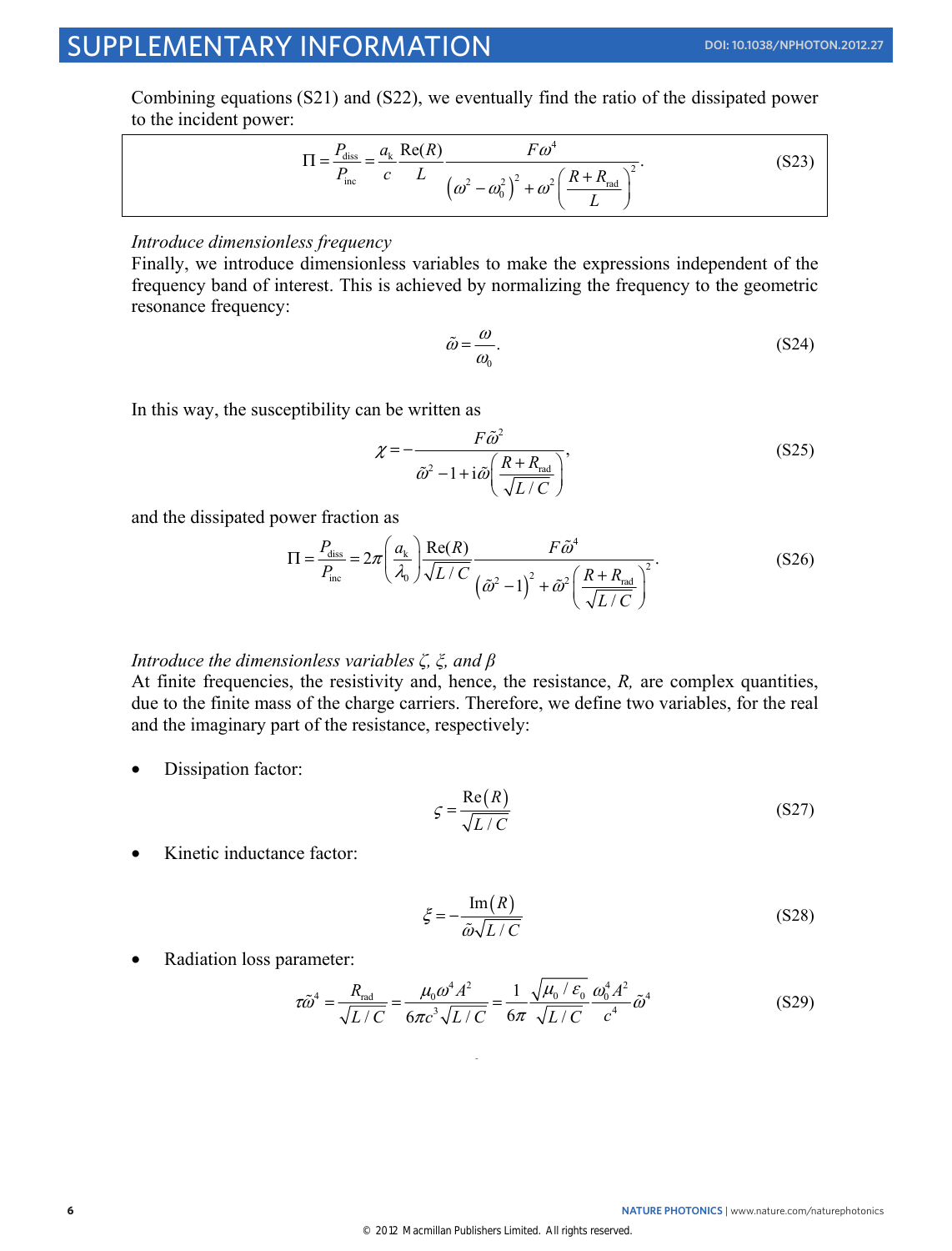Combining equations (S21) and (S22), we eventually find the ratio of the dissipated power to the incident power:

$$\Pi = \frac{P_{\mathrm{diss}}}{P_{\mathrm{inc}}} = \frac{a_{\mathrm{k}}}{c}\frac{\mathrm{Re}(R)}{L}\frac{F\omega^4}{\left(\omega^2-\omega_0^2\right)^2+\omega^2\left(\dfrac{R+R_{\mathrm{rad}}}{L}\right)^2}. \tag{S23}$$

*Introduce dimensionless frequency*

Finally, we introduce dimensionless variables to make the expressions independent of the frequency band of interest. This is achieved by normalizing the frequency to the geometric resonance frequency:

$$\tilde{\omega} = \frac{\omega}{\omega_0}. \tag{S24}$$

In this way, the susceptibility can be written as

$$\chi = -\frac{F\tilde{\omega}^2}{\tilde{\omega}^2-1+\mathrm{i}\tilde{\omega}\left(\dfrac{R+R_{\mathrm{rad}}}{\sqrt{L/C}}\right)}, \tag{S25}$$

and the dissipated power fraction as

$$\Pi = \frac{P_{\mathrm{diss}}}{P_{\mathrm{inc}}} = 2\pi\left(\frac{a_{\mathrm{k}}}{\lambda_0}\right)\frac{\mathrm{Re}(R)}{\sqrt{L/C}}\frac{F\tilde{\omega}^4}{\left(\tilde{\omega}^2-1\right)^2+\tilde{\omega}^2\left(\dfrac{R+R_{\mathrm{rad}}}{\sqrt{L/C}}\right)^2}. \tag{S26}$$

*Introduce the dimensionless variables $\zeta$, $\xi$, and $\beta$*

At finite frequencies, the resistivity and, hence, the resistance, $R$, are complex quantities, due to the finite mass of the charge carriers. Therefore, we define two variables, for the real and the imaginary part of the resistance, respectively:

- Dissipation factor:

$$\varsigma = \frac{\mathrm{Re}(R)}{\sqrt{L/C}} \tag{S27}$$

- Kinetic inductance factor:

$$\xi = -\frac{\mathrm{Im}(R)}{\tilde{\omega}\sqrt{L/C}} \tag{S28}$$

- Radiation loss parameter:

$$\tau\tilde{\omega}^4 = \frac{R_{\mathrm{rad}}}{\sqrt{L/C}} = \frac{\mu_0\omega^4A^2}{6\pi c^3\sqrt{L/C}} = \frac{1}{6\pi}\frac{\sqrt{\mu_0/\varepsilon_0}}{\sqrt{L/C}}\frac{\omega_0^4A^2}{c^4}\tilde{\omega}^4 \tag{S29}$$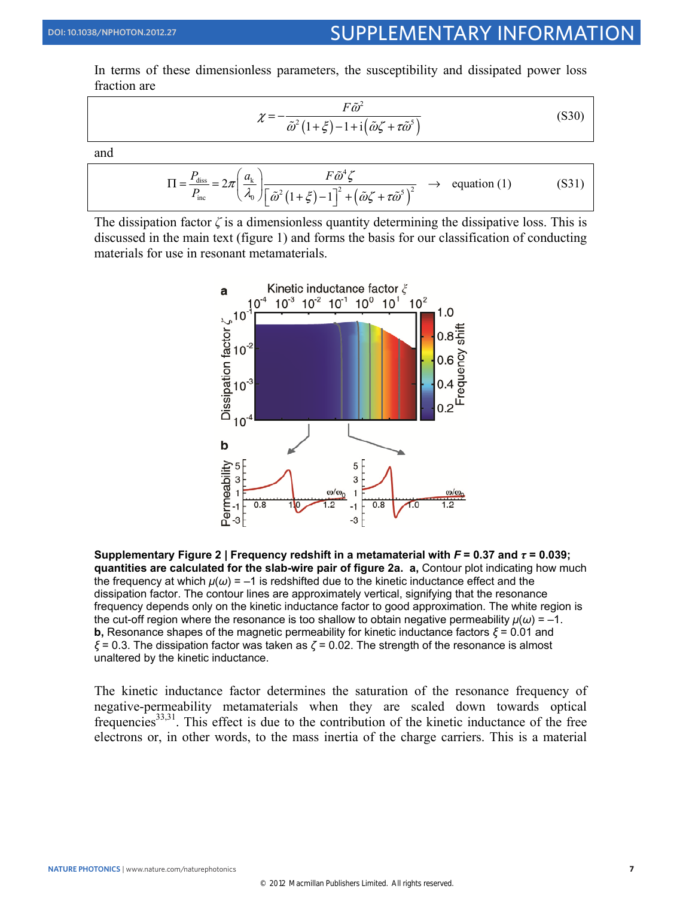In terms of these dimensionless parameters, the susceptibility and dissipated power loss fraction are

$$\chi = -\frac{F\tilde{\omega}^2}{\tilde{\omega}^2(1+\xi) - 1 + i(\tilde{\omega}\zeta + \tau\tilde{\omega}^5)} \tag{S30}$$

and

$$\Pi = \frac{P_{\text{diss}}}{P_{\text{inc}}} = 2\pi\left(\frac{a_k}{\lambda_0}\right)\frac{F\tilde{\omega}^4\zeta}{\left[\tilde{\omega}^2(1+\xi)-1\right]^2 + \left(\tilde{\omega}\zeta + \tau\tilde{\omega}^5\right)^2} \quad \rightarrow \quad \text{equation (1)} \tag{S31}$$

The dissipation factor $\zeta$ is a dimensionless quantity determining the dissipative loss. This is discussed in the main text (figure 1) and forms the basis for our classification of conducting materials for use in resonant metamaterials.

**Supplementary Figure 2 | Frequency redshift in a metamaterial with $F$ = 0.37 and $\tau$ = 0.039; quantities are calculated for the slab-wire pair of figure 2a. a,** Contour plot indicating how much the frequency at which $\mu(\omega) = -1$ is redshifted due to the kinetic inductance effect and the dissipation factor. The contour lines are approximately vertical, signifying that the resonance frequency depends only on the kinetic inductance factor to good approximation. The white region is the cut-off region where the resonance is too shallow to obtain negative permeability $\mu(\omega) = -1$. **b,** Resonance shapes of the magnetic permeability for kinetic inductance factors $\xi$ = 0.01 and $\xi$ = 0.3. The dissipation factor was taken as $\zeta$ = 0.02. The strength of the resonance is almost unaltered by the kinetic inductance.

The kinetic inductance factor determines the saturation of the resonance frequency of negative-permeability metamaterials when they are scaled down towards optical frequencies[33,31]. This effect is due to the contribution of the kinetic inductance of the free electrons or, in other words, to the mass inertia of the charge carriers. This is a material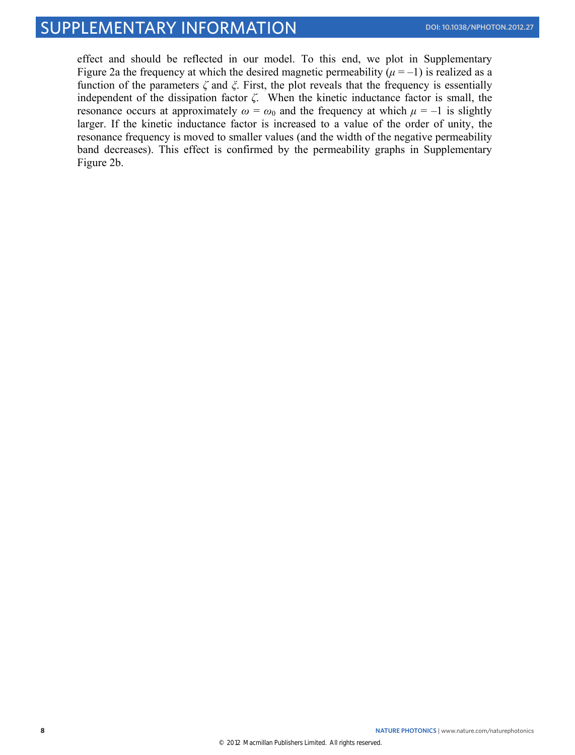effect and should be reflected in our model. To this end, we plot in Supplementary Figure 2a the frequency at which the desired magnetic permeability ($\mu = -1$) is realized as a function of the parameters $\zeta$ and $\xi$. First, the plot reveals that the frequency is essentially independent of the dissipation factor $\zeta$. When the kinetic inductance factor is small, the resonance occurs at approximately $\omega = \omega_0$ and the frequency at which $\mu = -1$ is slightly larger. If the kinetic inductance factor is increased to a value of the order of unity, the resonance frequency is moved to smaller values (and the width of the negative permeability band decreases). This effect is confirmed by the permeability graphs in Supplementary Figure 2b.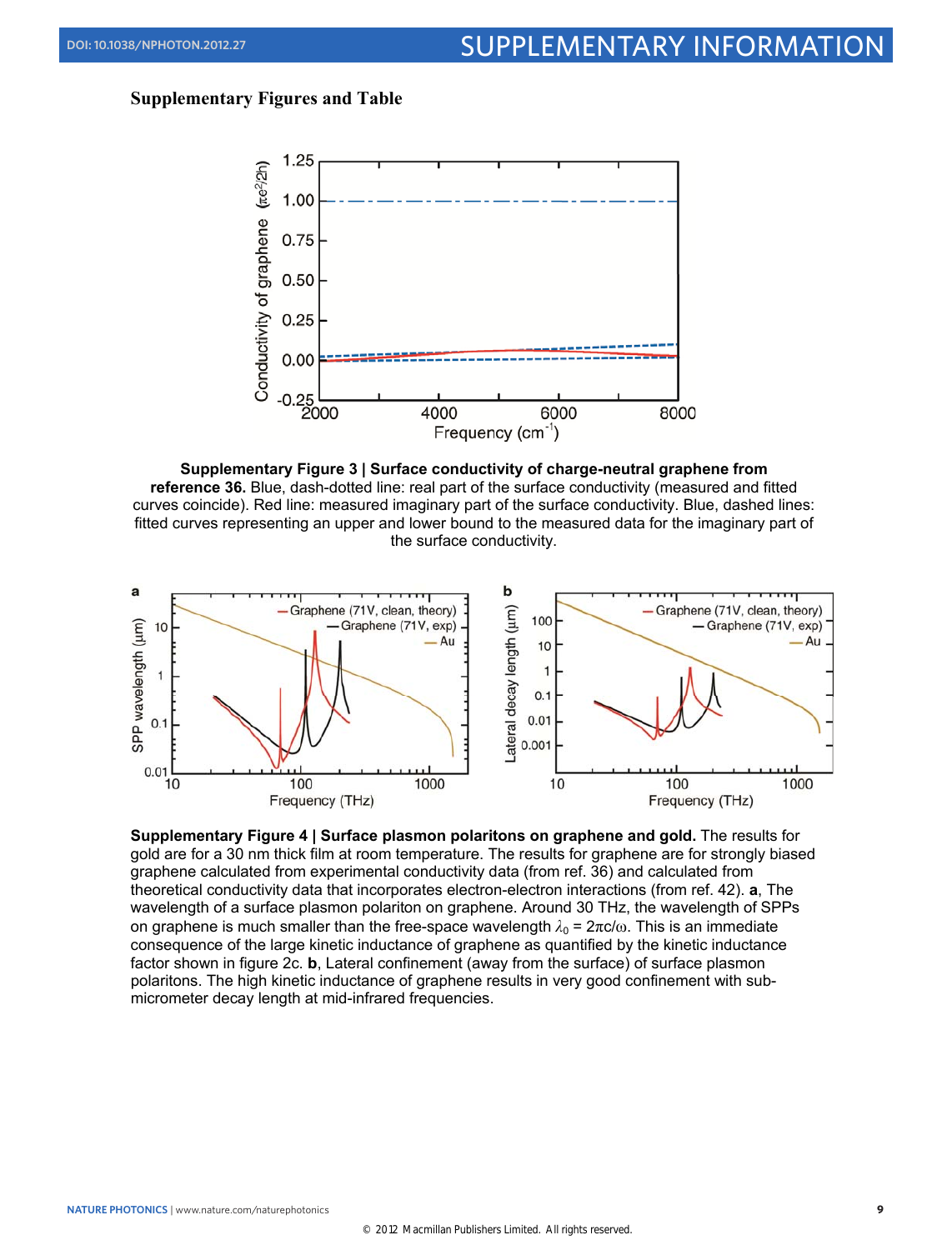## Supplementary Figures and Table

**Supplementary Figure 3 | Surface conductivity of charge-neutral graphene from reference 36.** Blue, dash-dotted line: real part of the surface conductivity (measured and fitted curves coincide). Red line: measured imaginary part of the surface conductivity. Blue, dashed lines: fitted curves representing an upper and lower bound to the measured data for the imaginary part of the surface conductivity.

**Supplementary Figure 4 | Surface plasmon polaritons on graphene and gold.** The results for gold are for a 30 nm thick film at room temperature. The results for graphene are for strongly biased graphene calculated from experimental conductivity data (from ref. 36) and calculated from theoretical conductivity data that incorporates electron-electron interactions (from ref. 42). **a**, The wavelength of a surface plasmon polariton on graphene. Around 30 THz, the wavelength of SPPs on graphene is much smaller than the free-space wavelength $\lambda_0 = 2\pi c/\omega$. This is an immediate consequence of the large kinetic inductance of graphene as quantified by the kinetic inductance factor shown in figure 2c. **b**, Lateral confinement (away from the surface) of surface plasmon polaritons. The high kinetic inductance of graphene results in very good confinement with sub-micrometer decay length at mid-infrared frequencies.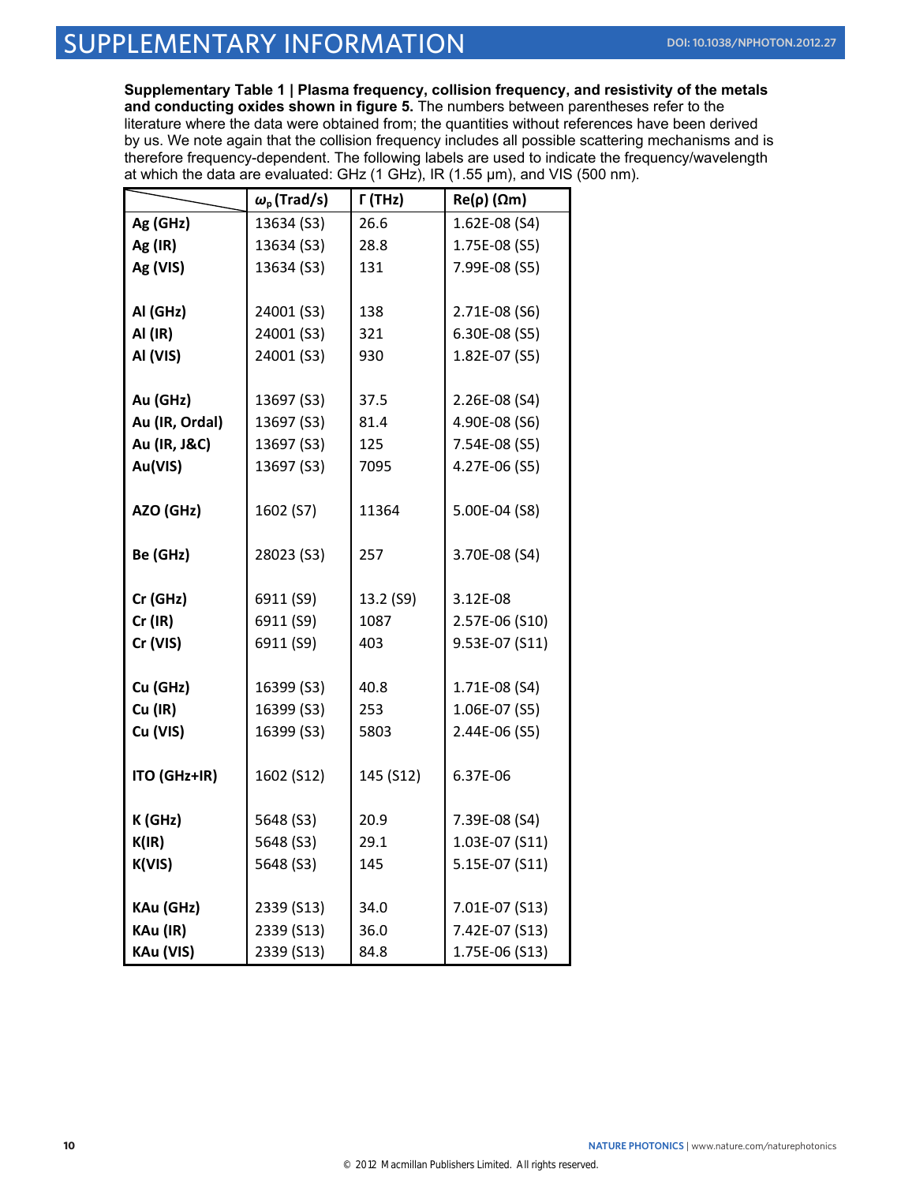**Supplementary Table 1 | Plasma frequency, collision frequency, and resistivity of the metals and conducting oxides shown in figure 5.** The numbers between parentheses refer to the literature where the data were obtained from; the quantities without references have been derived by us. We note again that the collision frequency includes all possible scattering mechanisms and is therefore frequency-dependent. The following labels are used to indicate the frequency/wavelength at which the data are evaluated: GHz (1 GHz), IR (1.55 μm), and VIS (500 nm).

| | $\omega_p$ (Trad/s) | Γ (THz) | Re(ρ) (Ωm) |
|---|---|---|---|
| Ag (GHz) | 13634 (S3) | 26.6 | 1.62E-08 (S4) |
| Ag (IR) | 13634 (S3) | 28.8 | 1.75E-08 (S5) |
| Ag (VIS) | 13634 (S3) | 131 | 7.99E-08 (S5) |
| | | | |
| Al (GHz) | 24001 (S3) | 138 | 2.71E-08 (S6) |
| Al (IR) | 24001 (S3) | 321 | 6.30E-08 (S5) |
| Al (VIS) | 24001 (S3) | 930 | 1.82E-07 (S5) |
| | | | |
| Au (GHz) | 13697 (S3) | 37.5 | 2.26E-08 (S4) |
| Au (IR, Ordal) | 13697 (S3) | 81.4 | 4.90E-08 (S6) |
| Au (IR, J&C) | 13697 (S3) | 125 | 7.54E-08 (S5) |
| Au(VIS) | 13697 (S3) | 7095 | 4.27E-06 (S5) |
| | | | |
| AZO (GHz) | 1602 (S7) | 11364 | 5.00E-04 (S8) |
| | | | |
| Be (GHz) | 28023 (S3) | 257 | 3.70E-08 (S4) |
| | | | |
| Cr (GHz) | 6911 (S9) | 13.2 (S9) | 3.12E-08 |
| Cr (IR) | 6911 (S9) | 1087 | 2.57E-06 (S10) |
| Cr (VIS) | 6911 (S9) | 403 | 9.53E-07 (S11) |
| | | | |
| Cu (GHz) | 16399 (S3) | 40.8 | 1.71E-08 (S4) |
| Cu (IR) | 16399 (S3) | 253 | 1.06E-07 (S5) |
| Cu (VIS) | 16399 (S3) | 5803 | 2.44E-06 (S5) |
| | | | |
| ITO (GHz+IR) | 1602 (S12) | 145 (S12) | 6.37E-06 |
| | | | |
| K (GHz) | 5648 (S3) | 20.9 | 7.39E-08 (S4) |
| K(IR) | 5648 (S3) | 29.1 | 1.03E-07 (S11) |
| K(VIS) | 5648 (S3) | 145 | 5.15E-07 (S11) |
| | | | |
| KAu (GHz) | 2339 (S13) | 34.0 | 7.01E-07 (S13) |
| KAu (IR) | 2339 (S13) | 36.0 | 7.42E-07 (S13) |
| KAu (VIS) | 2339 (S13) | 84.8 | 1.75E-06 (S13) |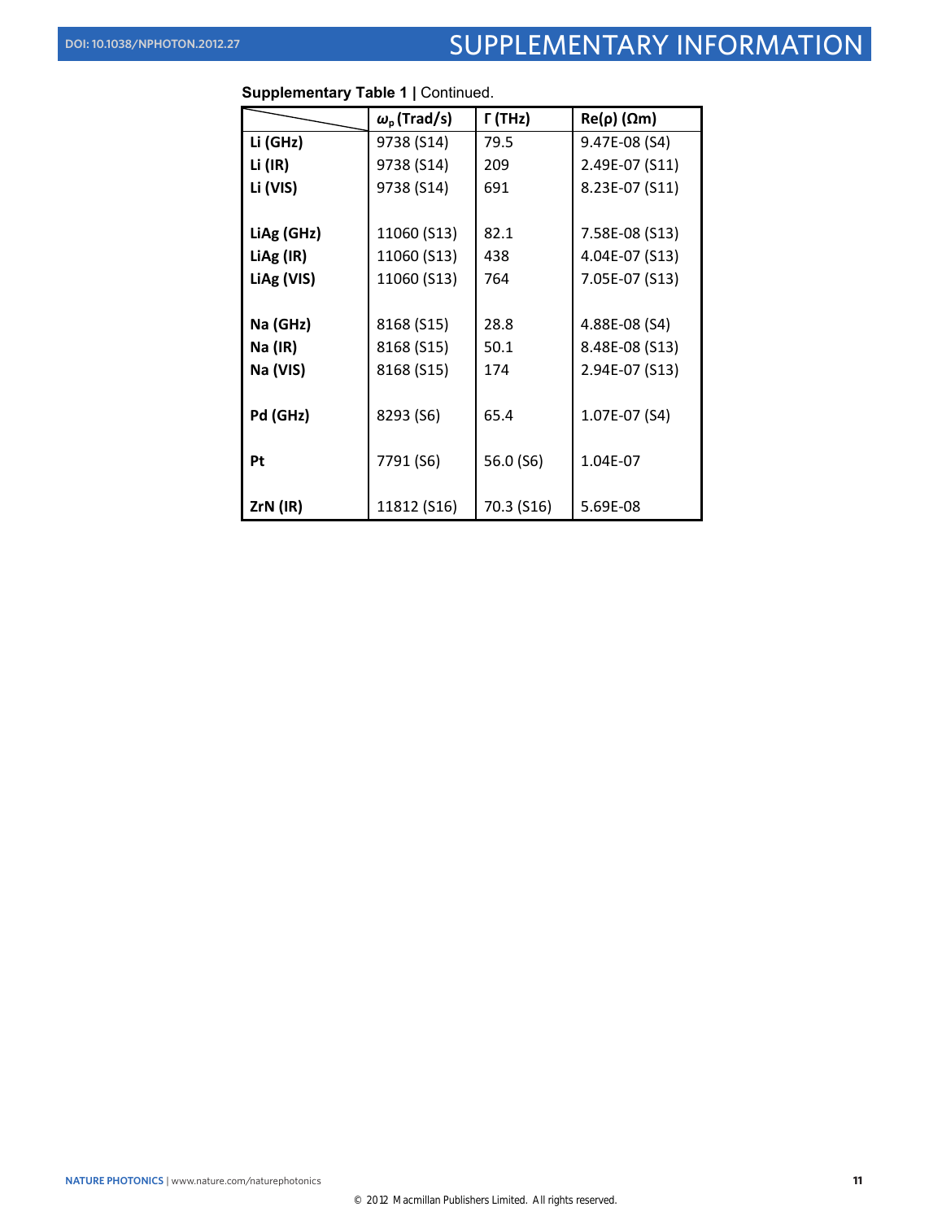**Supplementary Table 1 |** Continued.

| | $\omega_p$ (Trad/s) | Γ (THz) | Re(ρ) (Ωm) |
|---|---|---|---|
| **Li (GHz)** | 9738 (S14) | 79.5 | 9.47E-08 (S4) |
| **Li (IR)** | 9738 (S14) | 209 | 2.49E-07 (S11) |
| **Li (VIS)** | 9738 (S14) | 691 | 8.23E-07 (S11) |
| | | | |
| **LiAg (GHz)** | 11060 (S13) | 82.1 | 7.58E-08 (S13) |
| **LiAg (IR)** | 11060 (S13) | 438 | 4.04E-07 (S13) |
| **LiAg (VIS)** | 11060 (S13) | 764 | 7.05E-07 (S13) |
| | | | |
| **Na (GHz)** | 8168 (S15) | 28.8 | 4.88E-08 (S4) |
| **Na (IR)** | 8168 (S15) | 50.1 | 8.48E-08 (S13) |
| **Na (VIS)** | 8168 (S15) | 174 | 2.94E-07 (S13) |
| | | | |
| **Pd (GHz)** | 8293 (S6) | 65.4 | 1.07E-07 (S4) |
| | | | |
| **Pt** | 7791 (S6) | 56.0 (S6) | 1.04E-07 |
| | | | |
| **ZrN (IR)** | 11812 (S16) | 70.3 (S16) | 5.69E-08 |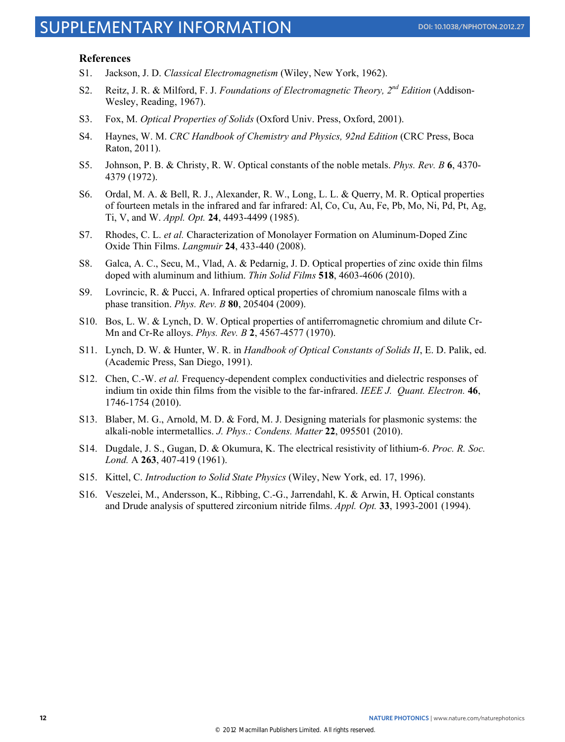**References**

S1. Jackson, J. D. *Classical Electromagnetism* (Wiley, New York, 1962).

S2. Reitz, J. R. & Milford, F. J. *Foundations of Electromagnetic Theory, 2nd Edition* (Addison-Wesley, Reading, 1967).

S3. Fox, M. *Optical Properties of Solids* (Oxford Univ. Press, Oxford, 2001).

S4. Haynes, W. M. *CRC Handbook of Chemistry and Physics, 92nd Edition* (CRC Press, Boca Raton, 2011).

S5. Johnson, P. B. & Christy, R. W. Optical constants of the noble metals. *Phys. Rev. B* **6**, 4370-4379 (1972).

S6. Ordal, M. A. & Bell, R. J., Alexander, R. W., Long, L. L. & Querry, M. R. Optical properties of fourteen metals in the infrared and far infrared: Al, Co, Cu, Au, Fe, Pb, Mo, Ni, Pd, Pt, Ag, Ti, V, and W. *Appl. Opt.* **24**, 4493-4499 (1985).

S7. Rhodes, C. L. *et al.* Characterization of Monolayer Formation on Aluminum-Doped Zinc Oxide Thin Films. *Langmuir* **24**, 433-440 (2008).

S8. Galca, A. C., Secu, M., Vlad, A. & Pedarnig, J. D. Optical properties of zinc oxide thin films doped with aluminum and lithium. *Thin Solid Films* **518**, 4603-4606 (2010).

S9. Lovrincic, R. & Pucci, A. Infrared optical properties of chromium nanoscale films with a phase transition. *Phys. Rev. B* **80**, 205404 (2009).

S10. Bos, L. W. & Lynch, D. W. Optical properties of antiferromagnetic chromium and dilute Cr-Mn and Cr-Re alloys. *Phys. Rev. B* **2**, 4567-4577 (1970).

S11. Lynch, D. W. & Hunter, W. R. in *Handbook of Optical Constants of Solids II*, E. D. Palik, ed. (Academic Press, San Diego, 1991).

S12. Chen, C.-W. *et al.* Frequency-dependent complex conductivities and dielectric responses of indium tin oxide thin films from the visible to the far-infrared. *IEEE J. Quant. Electron.* **46**, 1746-1754 (2010).

S13. Blaber, M. G., Arnold, M. D. & Ford, M. J. Designing materials for plasmonic systems: the alkali-noble intermetallics. *J. Phys.: Condens. Matter* **22**, 095501 (2010).

S14. Dugdale, J. S., Gugan, D. & Okumura, K. The electrical resistivity of lithium-6. *Proc. R. Soc. Lond.* A **263**, 407-419 (1961).

S15. Kittel, C. *Introduction to Solid State Physics* (Wiley, New York, ed. 17, 1996).

S16. Veszelei, M., Andersson, K., Ribbing, C.-G., Jarrendahl, K. & Arwin, H. Optical constants and Drude analysis of sputtered zirconium nitride films. *Appl. Opt.* **33**, 1993-2001 (1994).